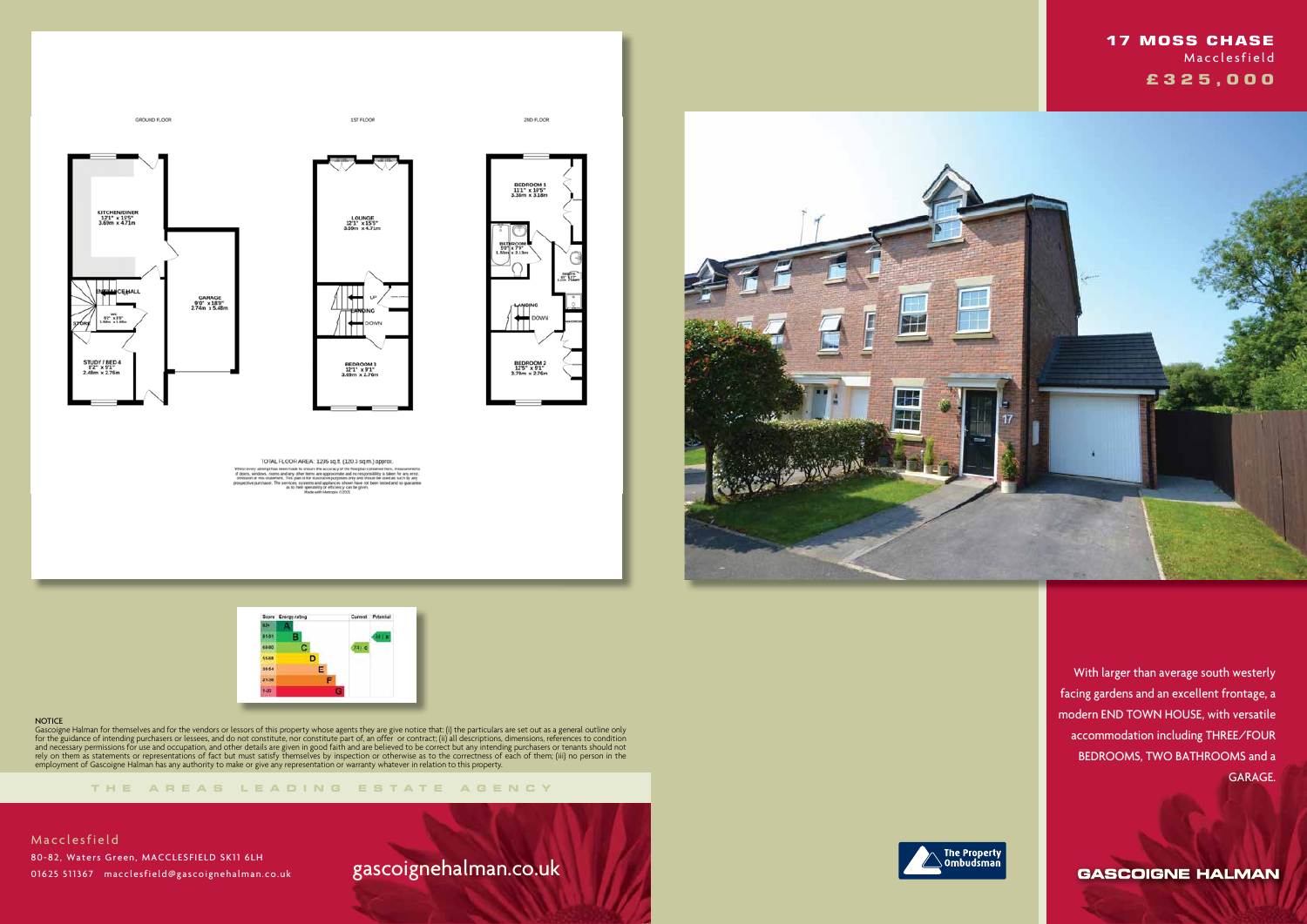# 17 MOSS CHASE

Macclesfield

**£325,000**

GROUND FLOOR

KITCHEN/DINER
12'1" x 15'5"
3.69m x 4.71m

ENTRANCE HALL

WC
5'1" x 3'5"

STORE

STUDY / BED 4
8'2" x 9'1"
2.48m x 2.76m

GARAGE
9'0" x 18'0"
2.74m x 5.48m

1ST FLOOR

LOUNGE
12'1" x 15'5"
3.69m x 4.71m

LANDING

UP

DOWN

BEDROOM 3
12'1" x 9'1"
3.69m x 2.76m

2ND FLOOR

BEDROOM 1
11'1" x 10'5"
3.38m x 3.18m

BATHROOM
5'0" x 7'0"
1.53m x 2.13m

EN-SUITE

LANDING

DOWN

BEDROOM 2
12'5" x 9'1"
3.78m x 2.76m

TOTAL FLOOR AREA: 1295 sq.ft. (120.3 sq.m.) approx.

Whilst every attempt has been made to ensure the accuracy of the floorplan contained here, measurements of doors, windows, rooms and any other items are approximate and no responsibility is taken for any error, omission or mis-statement. This plan is for illustrative purposes only and should be used as such by any prospective purchaser. The services, systems and appliances shown have not been tested and no guarantee as to their operability or efficiency can be given.
Made with Metropix ©2011

Score | Energy rating | Current | Potential

92+ A
81-91 B
69-80 C
55-68 D
39-54 E
21-38 F
1-20 G

74 | C
84 | B

With larger than average south westerly facing gardens and an excellent frontage, a modern END TOWN HOUSE, with versatile accommodation including THREE/FOUR BEDROOMS, TWO BATHROOMS and a GARAGE.

NOTICE

Gascoigne Halman for themselves and for the vendors or lessors of this property whose agents they are give notice that: (i) the particulars are set out as a general outline only for the guidance of intending purchasers or lessees, and do not constitute, nor constitute part of, an offer or contract; (ii) all descriptions, dimensions, references to condition and necessary permissions for use and occupation, and other details are given in good faith and are believed to be correct but any intending purchasers or tenants should not rely on them as statements or representations of fact but must satisfy themselves by inspection or otherwise as to the correctness of each of them; (iii) no person in the employment of Gascoigne Halman has any authority to make or give any representation or warranty whatever in relation to this property.

THE AREAS LEADING ESTATE AGENCY

Macclesfield

80-82, Waters Green, MACCLESFIELD SK11 6LH

01625 511367 macclesfield@gascoignehalman.co.uk

gascoignehalman.co.uk

The Property Ombudsman

GASCOIGNE HALMAN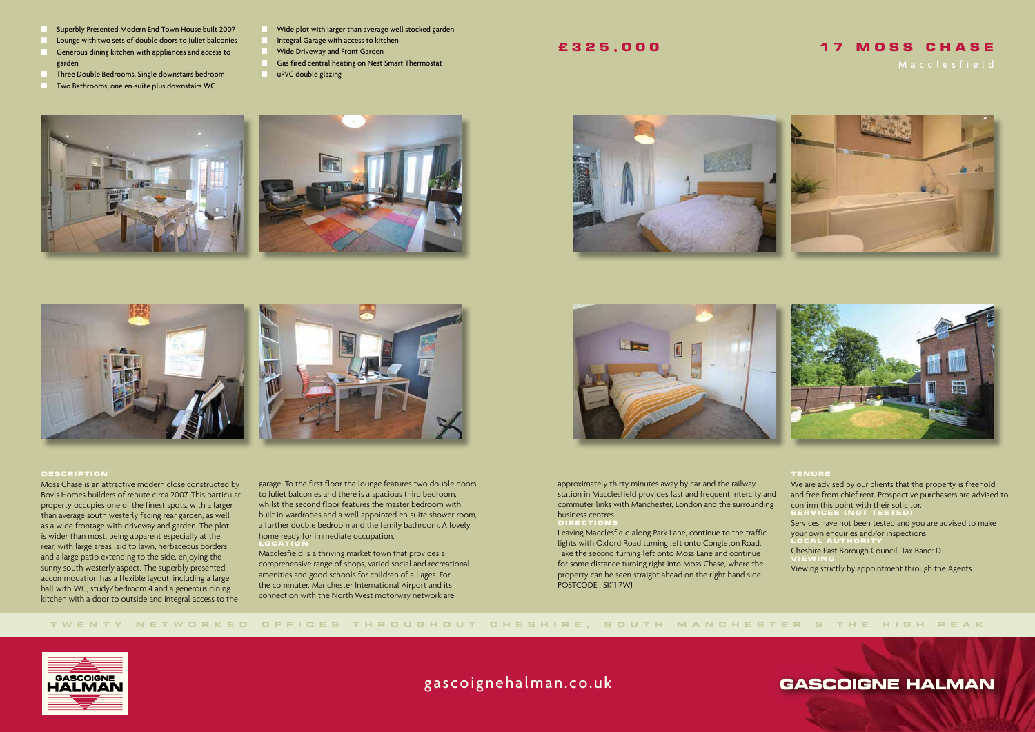- Superbly Presented Modern End Town House built 2007
- Lounge with two sets of double doors to Juliet balconies
- Generous dining kitchen with appliances and access to garden
- Three Double Bedrooms, Single downstairs bedroom
- Two Bathrooms, one en-suite plus downstairs WC
- Wide plot with larger than average well stocked garden
- Integral Garage with access to kitchen
- Wide Driveway and Front Garden
- Gas fired central heating on Nest Smart Thermostat
- uPVC double glazing

# £325,000

# 17 MOSS CHASE

Macclesfield

## DESCRIPTION

Moss Chase is an attractive modern close constructed by Bovis Homes builders of repute circa 2007. This particular property occupies one of the finest spots, with a larger than average south westerly facing rear garden, as well as a wide frontage with driveway and garden. The plot is wider than most, being apparent especially at the rear, with large areas laid to lawn, herbaceous borders and a large patio extending to the side, enjoying the sunny south westerly aspect. The superbly presented accommodation has a flexible layout, including a large hall with WC, study/bedroom 4 and a generous dining kitchen with a door to outside and integral access to the garage. To the first floor the lounge features two double doors to Juliet balconies and there is a spacious third bedroom, whilst the second floor features the master bedroom with built in wardrobes and a well appointed en-suite shower room, a further double bedroom and the family bathroom. A lovely home ready for immediate occupation.

## LOCATION

Macclesfield is a thriving market town that provides a comprehensive range of shops, varied social and recreational amenities and good schools for children of all ages. For the commuter, Manchester International Airport and its connection with the North West motorway network are approximately thirty minutes away by car and the railway station in Macclesfield provides fast and frequent Intercity and commuter links with Manchester, London and the surrounding business centres.

## DIRECTIONS

Leaving Macclesfield along Park Lane, continue to the traffic lights with Oxford Road turning left onto Congleton Road. Take the second turning left onto Moss Lane and continue for some distance turning right into Moss Chase, where the property can be seen straight ahead on the right hand side. POSTCODE : SK11 7WJ

## TENURE

We are advised by our clients that the property is freehold and free from chief rent. Prospective purchasers are advised to confirm this point with their solicitor.

## SERVICES (NOT TESTED)

Services have not been tested and you are advised to make your own enquiries and/or inspections.

## LOCAL AUTHORITY

Cheshire East Borough Council. Tax Band: D

## VIEWING

Viewing strictly by appointment through the Agents.

TWENTY NETWORKED OFFICES THROUGHOUT CHESHIRE, SOUTH MANCHESTER & THE HIGH PEAK

gascoignehalman.co.uk

GASCOIGNE HALMAN